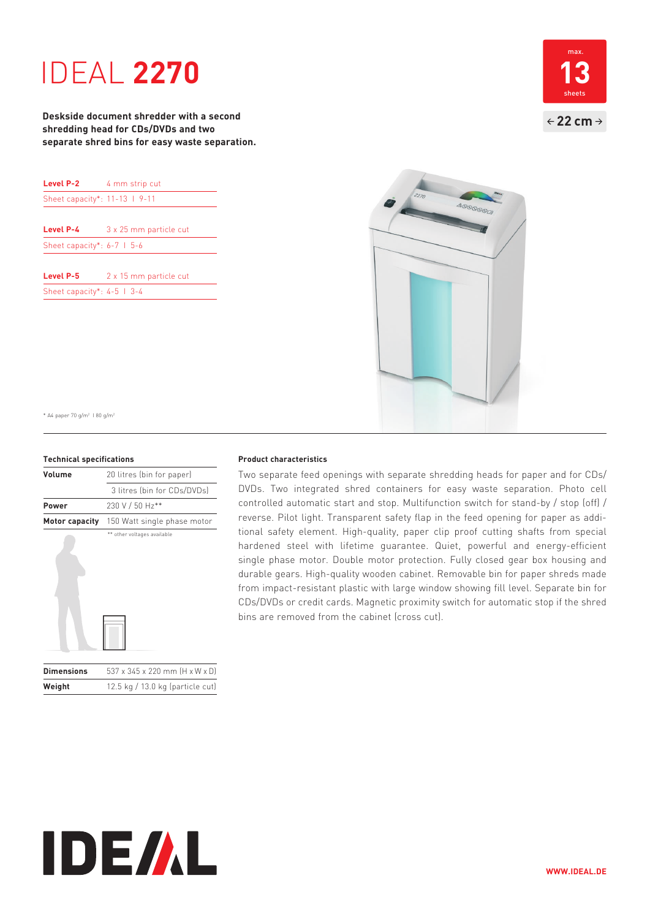# IDEAL **2270**

max.
**13**
sheets

← **22 cm** →

**Deskside document shredder with a second shredding head for CDs/DVDs and two separate shred bins for easy waste separation.**

| **Level P-2** | 4 mm strip cut |
|---|---|
| Sheet capacity*: 11-13 I 9-11 | |

| **Level P-4** | 3 x 25 mm particle cut |
|---|---|
| Sheet capacity*: 6-7 I 5-6 | |

| **Level P-5** | 2 x 15 mm particle cut |
|---|---|
| Sheet capacity*: 4-5 I 3-4 | |

\* A4 paper 70 g/m² I 80 g/m²

### Technical specifications

| | |
|---|---|
| **Volume** | 20 litres (bin for paper) |
| | 3 litres (bin for CDs/DVDs) |
| **Power** | 230 V / 50 Hz** |
| **Motor capacity** | 150 Watt single phase motor |

\*\* other voltages available

| | |
|---|---|
| **Dimensions** | 537 x 345 x 220 mm (H x W x D) |
| **Weight** | 12.5 kg / 13.0 kg (particle cut) |

### Product characteristics

Two separate feed openings with separate shredding heads for paper and for CDs/DVDs. Two integrated shred containers for easy waste separation. Photo cell controlled automatic start and stop. Multifunction switch for stand-by / stop (off) / reverse. Pilot light. Transparent safety flap in the feed opening for paper as additional safety element. High-quality, paper clip proof cutting shafts from special hardened steel with lifetime guarantee. Quiet, powerful and energy-efficient single phase motor. Double motor protection. Fully closed gear box housing and durable gears. High-quality wooden cabinet. Removable bin for paper shreds made from impact-resistant plastic with large window showing fill level. Separate bin for CDs/DVDs or credit cards. Magnetic proximity switch for automatic stop if the shred bins are removed from the cabinet (cross cut).

IDEAL

WWW.IDEAL.DE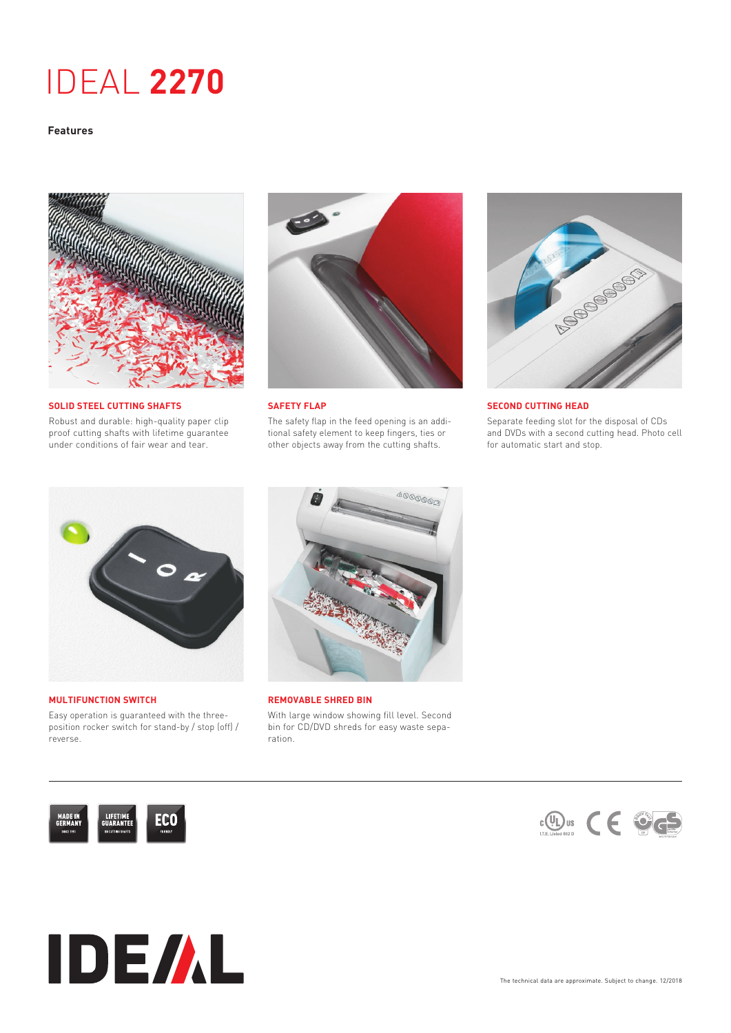# IDEAL **2270**

**Features**

### SOLID STEEL CUTTING SHAFTS

Robust and durable: high-quality paper clip proof cutting shafts with lifetime guarantee under conditions of fair wear and tear.

### SAFETY FLAP

The safety flap in the feed opening is an additional safety element to keep fingers, ties or other objects away from the cutting shafts.

### SECOND CUTTING HEAD

Separate feeding slot for the disposal of CDs and DVDs with a second cutting head. Photo cell for automatic start and stop.

### MULTIFUNCTION SWITCH

Easy operation is guaranteed with the three-position rocker switch for stand-by / stop (off) / reverse.

### REMOVABLE SHRED BIN

With large window showing fill level. Second bin for CD/DVD shreds for easy waste separation.

MADE IN GERMANY SINCE 1951 | LIFETIME GUARANTEE ON CUTTING SHAFTS | ECO FRIENDLY

I.T.E. Listed 802 D

IDEAL

The technical data are approximate. Subject to change. 12/2018